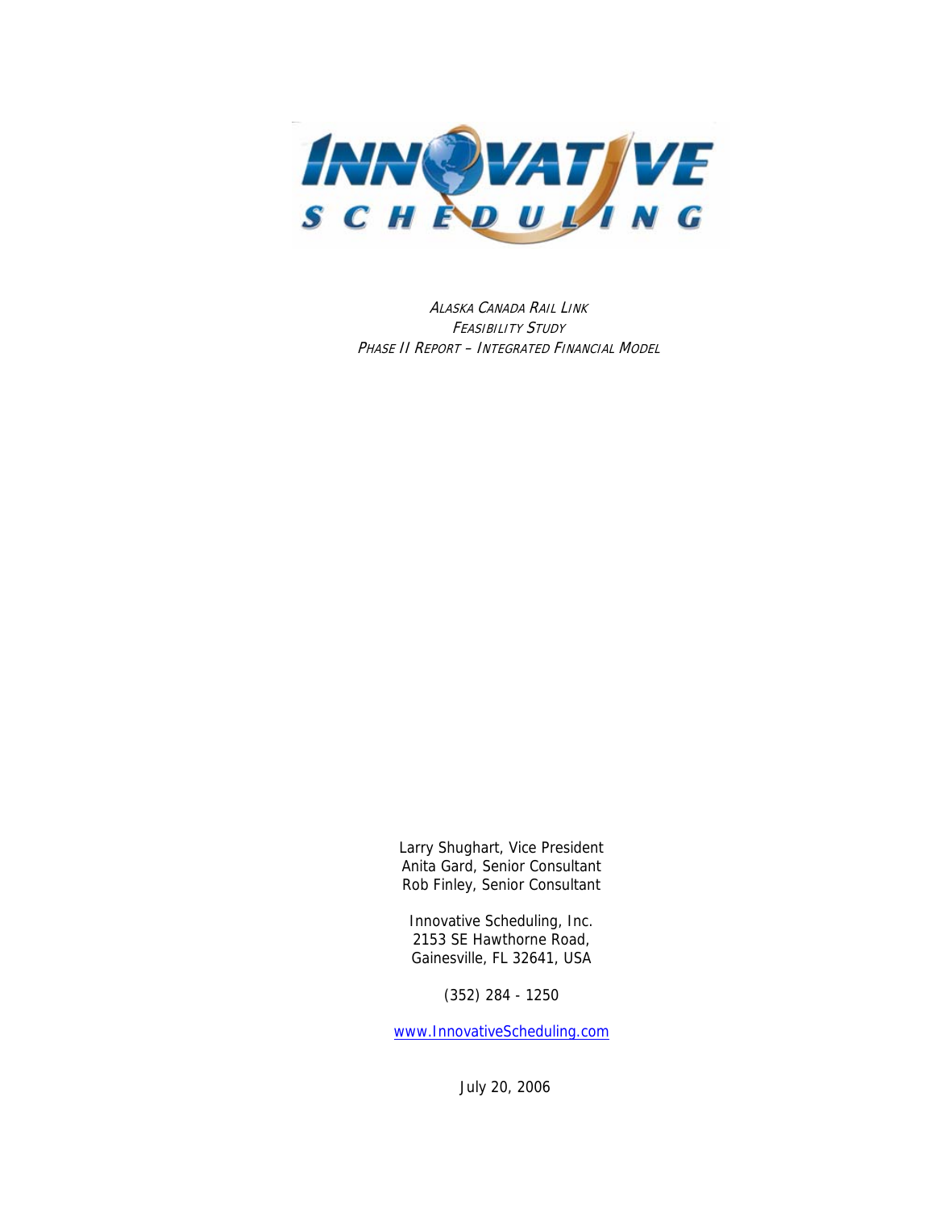INNOVATIVE SCHEDULING

*Alaska Canada Rail Link*
*Feasibility Study*
*Phase II Report – Integrated Financial Model*

Larry Shughart, Vice President
Anita Gard, Senior Consultant
Rob Finley, Senior Consultant

Innovative Scheduling, Inc.
2153 SE Hawthorne Road,
Gainesville, FL 32641, USA

(352) 284 - 1250

www.InnovativeScheduling.com

July 20, 2006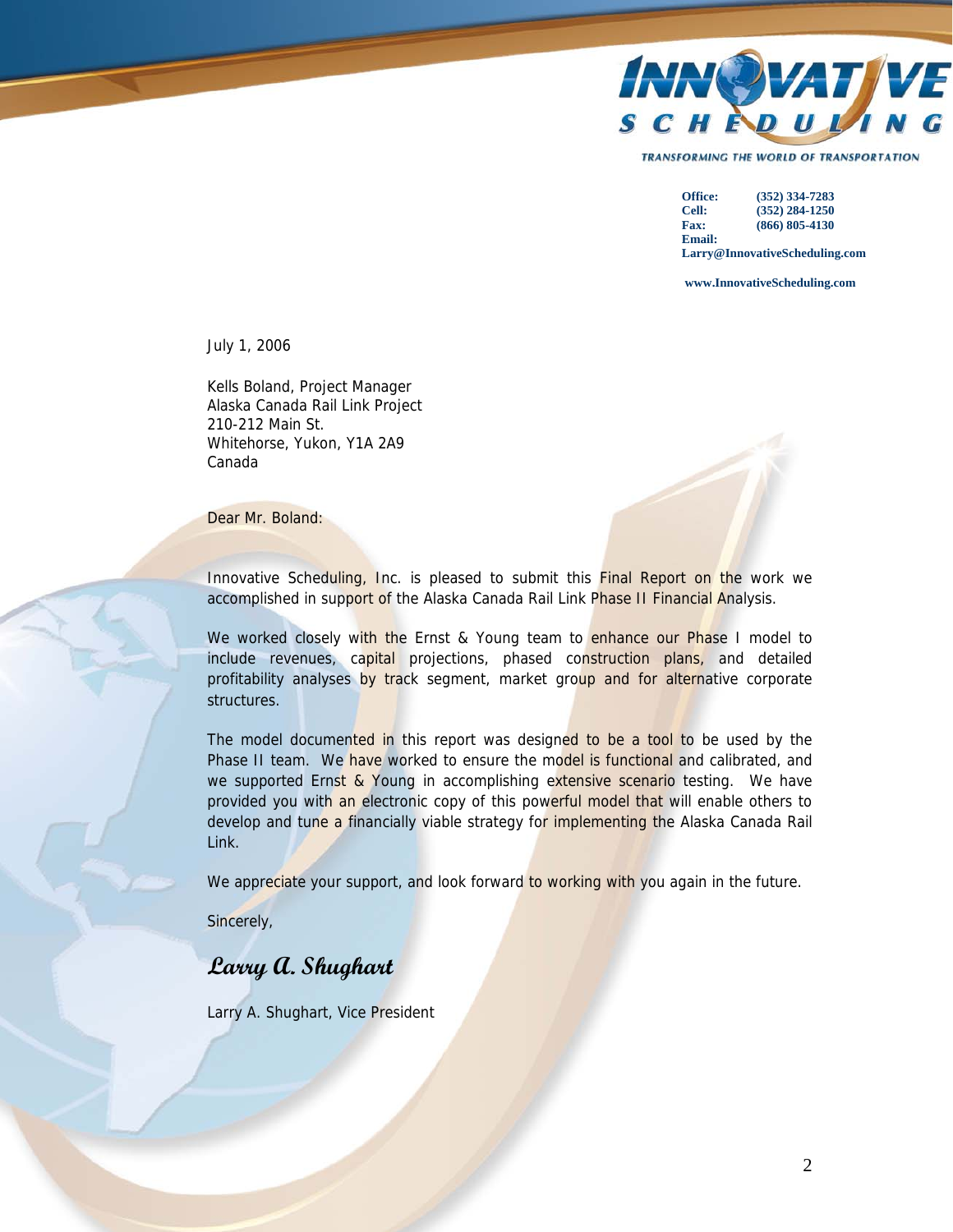INNOVATIVE SCHEDULING

TRANSFORMING THE WORLD OF TRANSPORTATION

**Office:** **(352) 334-7283**
**Cell:** **(352) 284-1250**
**Fax:** **(866) 805-4130**
**Email:**
**Larry@InnovativeScheduling.com**

**www.InnovativeScheduling.com**

July 1, 2006

Kells Boland, Project Manager
Alaska Canada Rail Link Project
210-212 Main St.
Whitehorse, Yukon, Y1A 2A9
Canada

Dear Mr. Boland:

Innovative Scheduling, Inc. is pleased to submit this Final Report on the work we accomplished in support of the Alaska Canada Rail Link Phase II Financial Analysis.

We worked closely with the Ernst & Young team to enhance our Phase I model to include revenues, capital projections, phased construction plans, and detailed profitability analyses by track segment, market group and for alternative corporate structures.

The model documented in this report was designed to be a tool to be used by the Phase II team. We have worked to ensure the model is functional and calibrated, and we supported Ernst & Young in accomplishing extensive scenario testing. We have provided you with an electronic copy of this powerful model that will enable others to develop and tune a financially viable strategy for implementing the Alaska Canada Rail Link.

We appreciate your support, and look forward to working with you again in the future.

Sincerely,

*Larry A. Shughart*

Larry A. Shughart, Vice President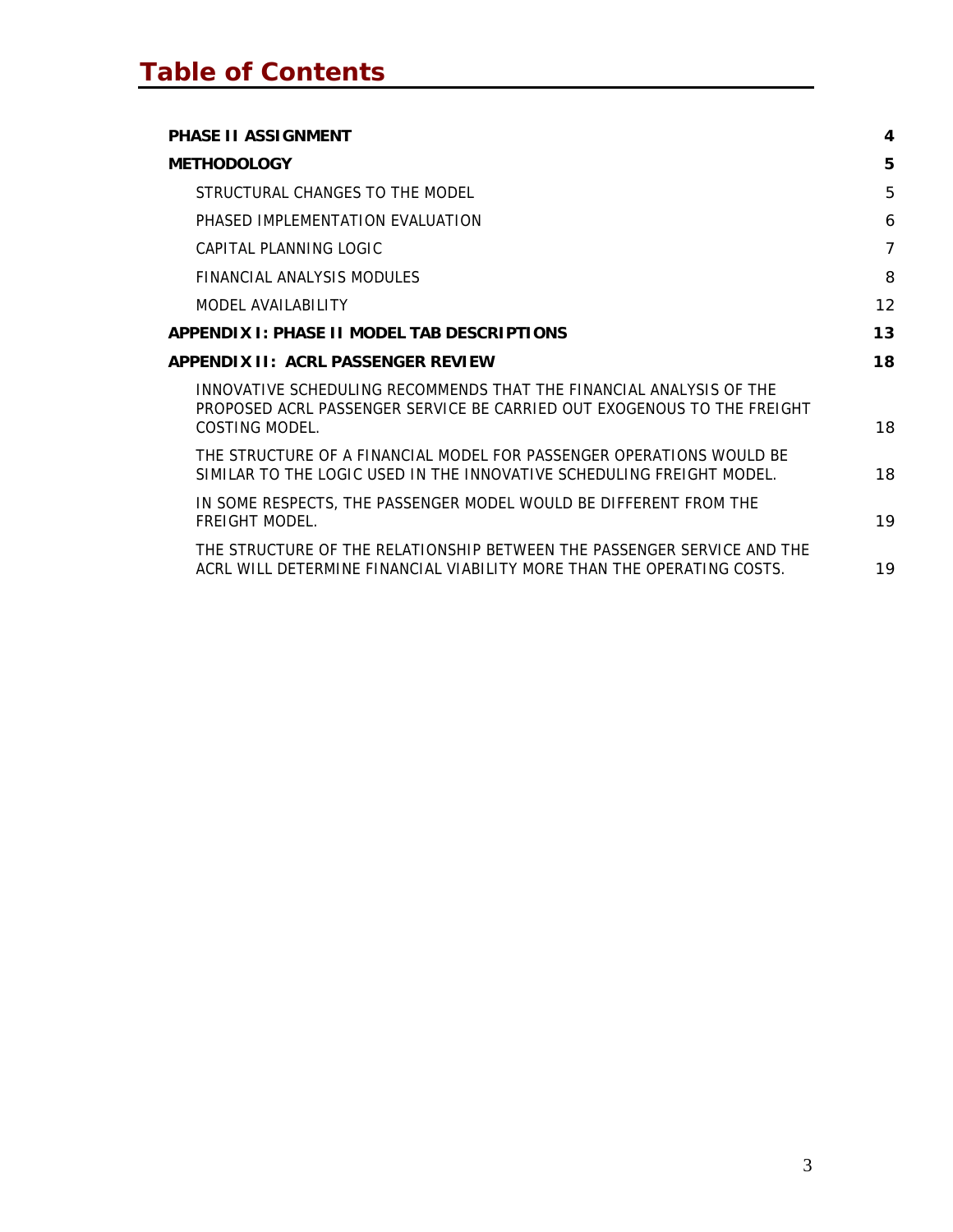# Table of Contents

| | |
|---|---|
| **PHASE II ASSIGNMENT** | **4** |
| **METHODOLOGY** | **5** |
| STRUCTURAL CHANGES TO THE MODEL | 5 |
| PHASED IMPLEMENTATION EVALUATION | 6 |
| CAPITAL PLANNING LOGIC | 7 |
| FINANCIAL ANALYSIS MODULES | 8 |
| MODEL AVAILABILITY | 12 |
| **APPENDIX I: PHASE II MODEL TAB DESCRIPTIONS** | **13** |
| **APPENDIX II: ACRL PASSENGER REVIEW** | **18** |
| INNOVATIVE SCHEDULING RECOMMENDS THAT THE FINANCIAL ANALYSIS OF THE PROPOSED ACRL PASSENGER SERVICE BE CARRIED OUT EXOGENOUS TO THE FREIGHT COSTING MODEL. | 18 |
| THE STRUCTURE OF A FINANCIAL MODEL FOR PASSENGER OPERATIONS WOULD BE SIMILAR TO THE LOGIC USED IN THE INNOVATIVE SCHEDULING FREIGHT MODEL. | 18 |
| IN SOME RESPECTS, THE PASSENGER MODEL WOULD BE DIFFERENT FROM THE FREIGHT MODEL. | 19 |
| THE STRUCTURE OF THE RELATIONSHIP BETWEEN THE PASSENGER SERVICE AND THE ACRL WILL DETERMINE FINANCIAL VIABILITY MORE THAN THE OPERATING COSTS. | 19 |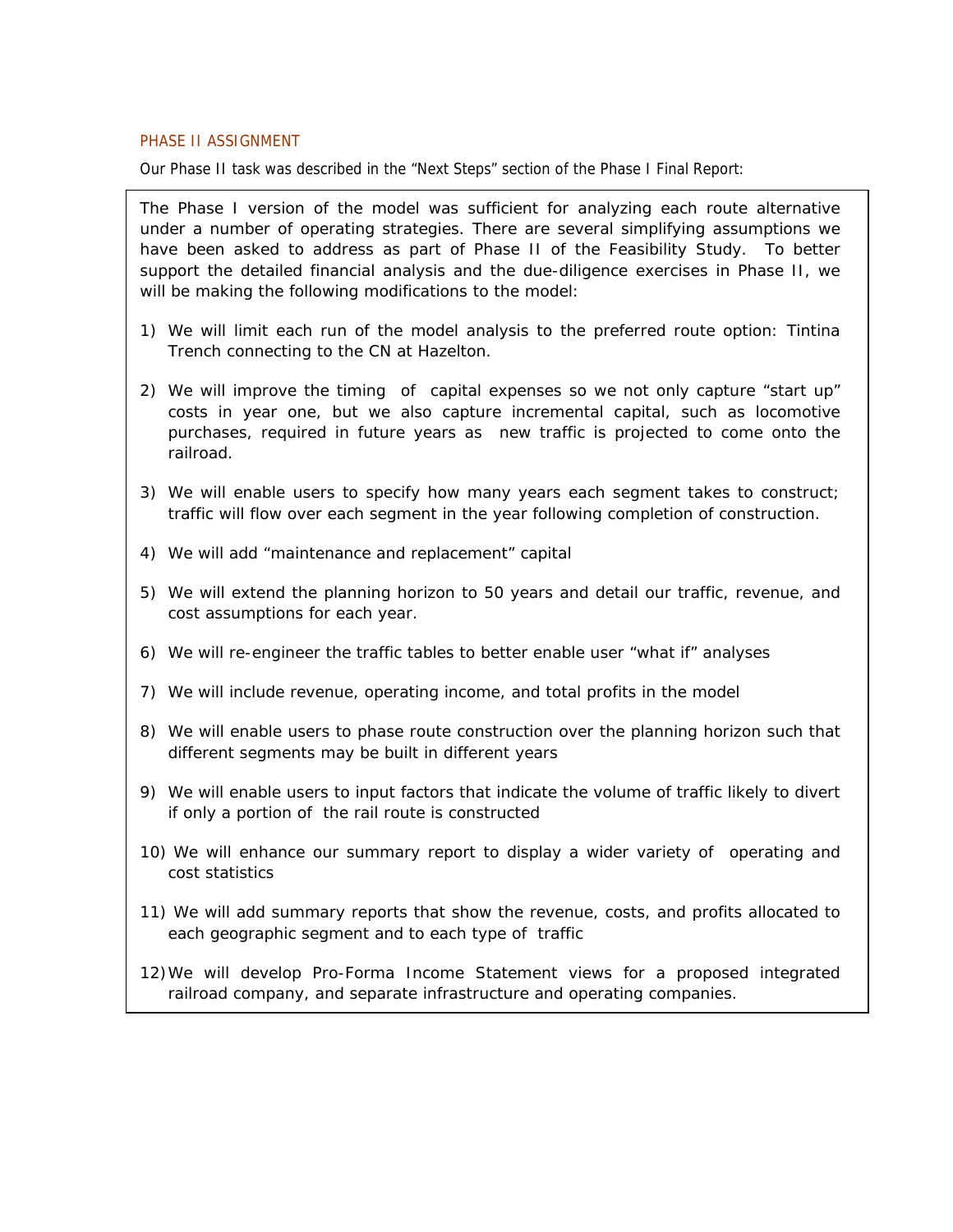## PHASE II ASSIGNMENT

Our Phase II task was described in the "Next Steps" section of the Phase I Final Report:

> The Phase I version of the model was sufficient for analyzing each route alternative under a number of operating strategies. There are several simplifying assumptions we have been asked to address as part of Phase II of the Feasibility Study. To better support the detailed financial analysis and the due-diligence exercises in Phase II, we will be making the following modifications to the model:
>
> 1) We will limit each run of the model analysis to the preferred route option: Tintina Trench connecting to the CN at Hazelton.
>
> 2) We will improve the timing of capital expenses so we not only capture "start up" costs in year one, but we also capture incremental capital, such as locomotive purchases, required in future years as new traffic is projected to come onto the railroad.
>
> 3) We will enable users to specify how many years each segment takes to construct; traffic will flow over each segment in the year following completion of construction.
>
> 4) We will add "maintenance and replacement" capital
>
> 5) We will extend the planning horizon to 50 years and detail our traffic, revenue, and cost assumptions for each year.
>
> 6) We will re-engineer the traffic tables to better enable user "what if" analyses
>
> 7) We will include revenue, operating income, and total profits in the model
>
> 8) We will enable users to phase route construction over the planning horizon such that different segments may be built in different years
>
> 9) We will enable users to input factors that indicate the volume of traffic likely to divert if only a portion of the rail route is constructed
>
> 10) We will enhance our summary report to display a wider variety of operating and cost statistics
>
> 11) We will add summary reports that show the revenue, costs, and profits allocated to each geographic segment and to each type of traffic
>
> 12) We will develop Pro-Forma Income Statement views for a proposed integrated railroad company, and separate infrastructure and operating companies.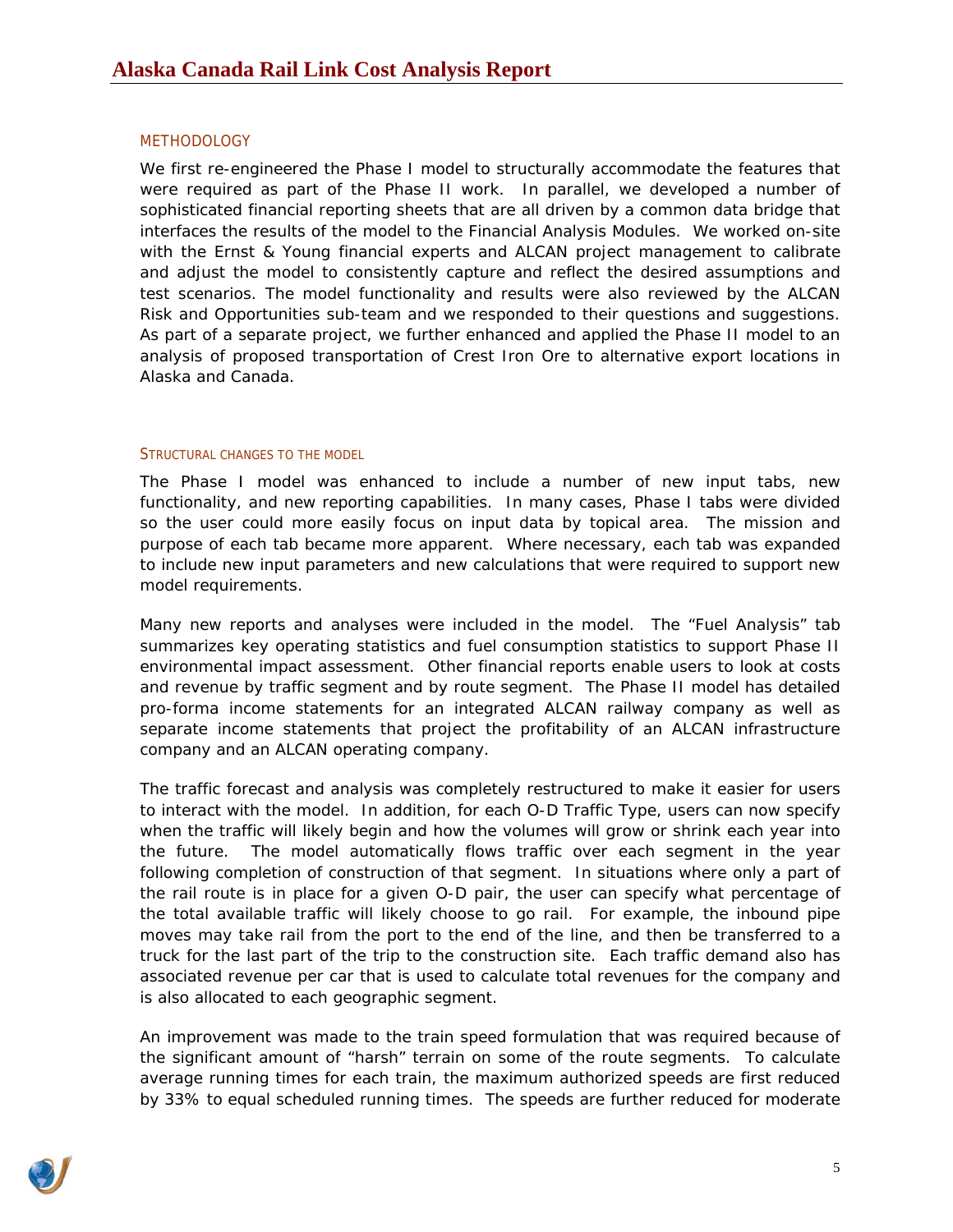## METHODOLOGY

We first re-engineered the Phase I model to structurally accommodate the features that were required as part of the Phase II work. In parallel, we developed a number of sophisticated financial reporting sheets that are all driven by a common data bridge that interfaces the results of the model to the Financial Analysis Modules. We worked on-site with the Ernst & Young financial experts and ALCAN project management to calibrate and adjust the model to consistently capture and reflect the desired assumptions and test scenarios. The model functionality and results were also reviewed by the ALCAN Risk and Opportunities sub-team and we responded to their questions and suggestions. As part of a separate project, we further enhanced and applied the Phase II model to an analysis of proposed transportation of Crest Iron Ore to alternative export locations in Alaska and Canada.

### STRUCTURAL CHANGES TO THE MODEL

The Phase I model was enhanced to include a number of new input tabs, new functionality, and new reporting capabilities. In many cases, Phase I tabs were divided so the user could more easily focus on input data by topical area. The mission and purpose of each tab became more apparent. Where necessary, each tab was expanded to include new input parameters and new calculations that were required to support new model requirements.

Many new reports and analyses were included in the model. The "Fuel Analysis" tab summarizes key operating statistics and fuel consumption statistics to support Phase II environmental impact assessment. Other financial reports enable users to look at costs and revenue by traffic segment and by route segment. The Phase II model has detailed pro-forma income statements for an integrated ALCAN railway company as well as separate income statements that project the profitability of an ALCAN infrastructure company and an ALCAN operating company.

The traffic forecast and analysis was completely restructured to make it easier for users to interact with the model. In addition, for each O-D Traffic Type, users can now specify when the traffic will likely begin and how the volumes will grow or shrink each year into the future. The model automatically flows traffic over each segment in the year following completion of construction of that segment. In situations where only a part of the rail route is in place for a given O-D pair, the user can specify what percentage of the total available traffic will likely choose to go rail. For example, the inbound pipe moves may take rail from the port to the end of the line, and then be transferred to a truck for the last part of the trip to the construction site. Each traffic demand also has associated revenue per car that is used to calculate total revenues for the company and is also allocated to each geographic segment.

An improvement was made to the train speed formulation that was required because of the significant amount of "harsh" terrain on some of the route segments. To calculate average running times for each train, the maximum authorized speeds are first reduced by 33% to equal scheduled running times. The speeds are further reduced for moderate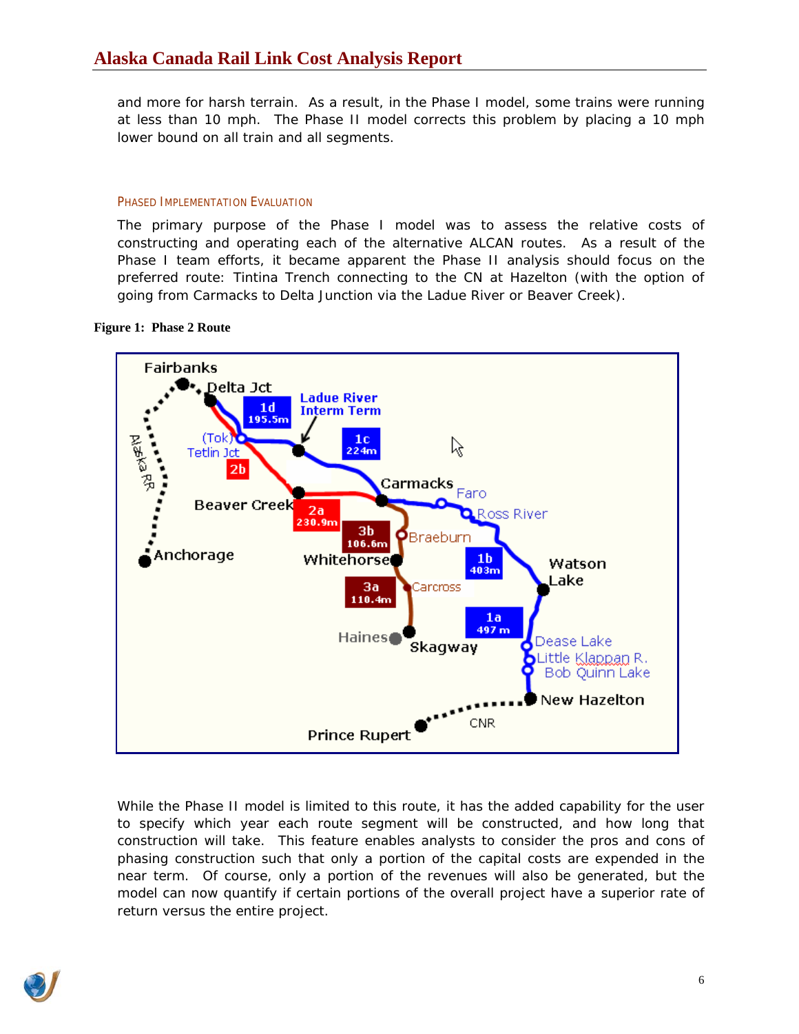and more for harsh terrain. As a result, in the Phase I model, some trains were running at less than 10 mph. The Phase II model corrects this problem by placing a 10 mph lower bound on all train and all segments.

### PHASED IMPLEMENTATION EVALUATION

The primary purpose of the Phase I model was to assess the relative costs of constructing and operating each of the alternative ALCAN routes. As a result of the Phase I team efforts, it became apparent the Phase II analysis should focus on the preferred route: Tintina Trench connecting to the CN at Hazelton (with the option of going from Carmacks to Delta Junction via the Ladue River or Beaver Creek).

**Figure 1: Phase 2 Route**

While the Phase II model is limited to this route, it has the added capability for the user to specify which year each route segment will be constructed, and how long that construction will take. This feature enables analysts to consider the pros and cons of phasing construction such that only a portion of the capital costs are expended in the near term. Of course, only a portion of the revenues will also be generated, but the model can now quantify if certain portions of the overall project have a superior rate of return versus the entire project.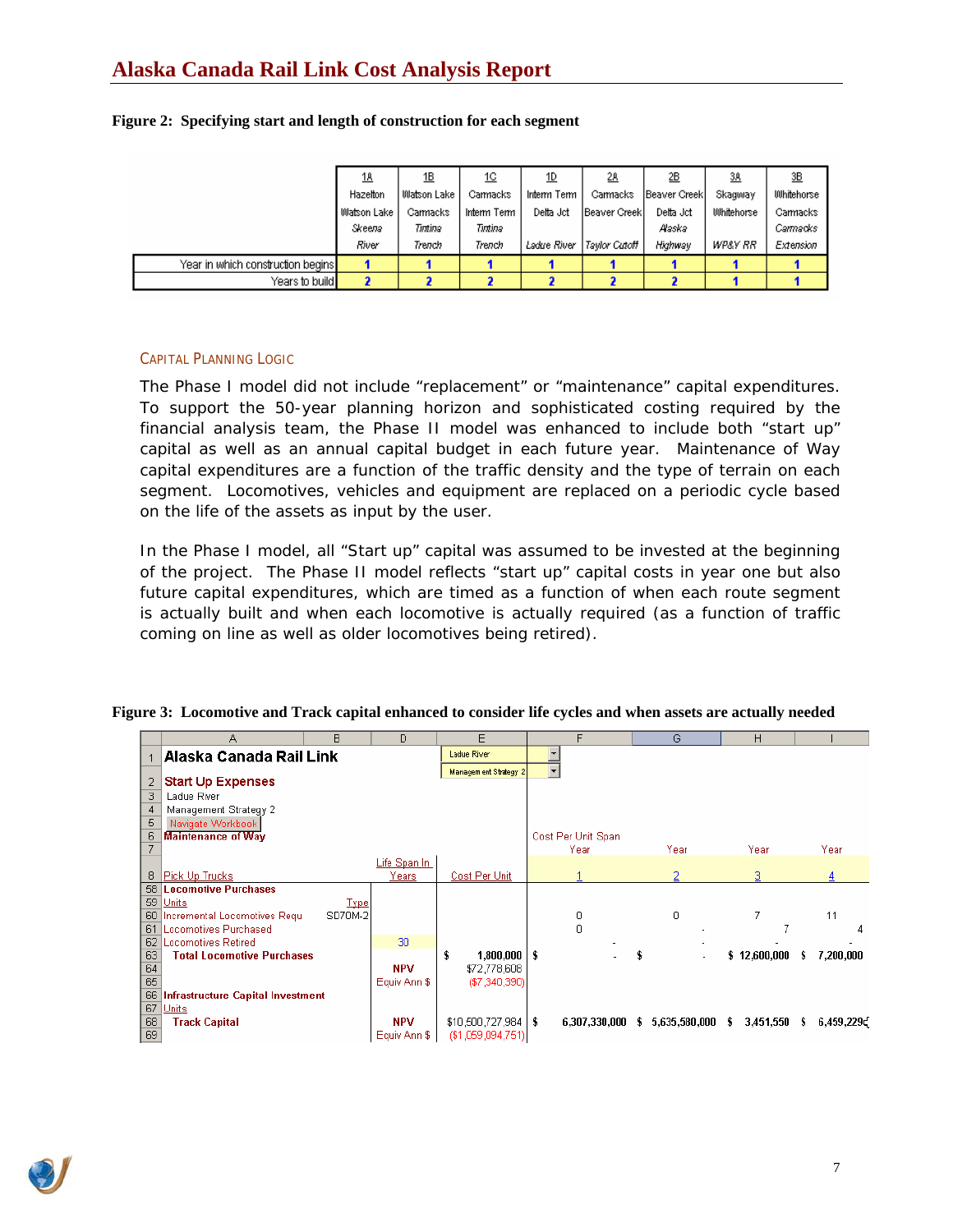## Alaska Canada Rail Link Cost Analysis Report

**Figure 2: Specifying start and length of construction for each segment**

| | 1A Hazelton Watson Lake *Skeena River* | 1B Watson Lake Carmacks *Tintina Trench* | 1C Carmacks Interm Term *Tintina Trench* | 1D Interm Term Delta Jct *Ladue River* | 2A Carmacks Beaver Creek *Taylor Cutoff* | 2B Beaver Creek Delta Jct *Alaska Highway* | 3A Skagway Whitehorse *WP&Y RR* | 3B Whitehorse Carmacks *Extension* |
|---|---|---|---|---|---|---|---|---|
| Year in which construction begins | 1 | 1 | 1 | 1 | 1 | 1 | 1 | 1 |
| Years to build | 2 | 2 | 2 | 2 | 2 | 2 | 1 | 1 |

### CAPITAL PLANNING LOGIC

The Phase I model did not include "replacement" or "maintenance" capital expenditures. To support the 50-year planning horizon and sophisticated costing required by the financial analysis team, the Phase II model was enhanced to include both "start up" capital as well as an annual capital budget in each future year. Maintenance of Way capital expenditures are a function of the traffic density and the type of terrain on each segment. Locomotives, vehicles and equipment are replaced on a periodic cycle based on the life of the assets as input by the user.

In the Phase I model, all "Start up" capital was assumed to be invested at the beginning of the project. The Phase II model reflects "start up" capital costs in year one but also future capital expenditures, which are timed as a function of when each route segment is actually built and when each locomotive is actually required (as a function of traffic coming on line as well as older locomotives being retired).

**Figure 3: Locomotive and Track capital enhanced to consider life cycles and when assets are actually needed**

| | A | B | D | E | F | G | H | I |
|---|---|---|---|---|---|---|---|---|
| 1 | Alaska Canada Rail Link | | | Ladue River / Management Strategy 2 | | | | |
| 2 | Start Up Expenses | | | | | | | |
| 3 | Ladue River | | | | | | | |
| 4 | Management Strategy 2 | | | | | | | |
| 5 | Navigate Workbook | | | | | | | |
| 6 | Maintenance of Way | | | | Cost Per Unit Span | | | |
| 7 | | | | | Year | Year | Year | Year |
| 8 | Pick Up Trucks | | Life Span In Years | Cost Per Unit | 1 | 2 | 3 | 4 |
| 58 | Locomotive Purchases | | | | | | | |
| 59 | Units | Type | | | | | | |
| 60 | Incremental Locomotives Requ | SD70M-2 | | | 0 | 0 | 7 | 11 |
| 61 | Locomotives Purchased | | | | 0 | - | 7 | 4 |
| 62 | Locomotives Retired | | 30 | | - | - | - | - |
| 63 | Total Locomotive Purchases | | | $ 1,800,000 | $ - | $ - | $ 12,600,000 | $ 7,200,000 |
| 64 | | | NPV | $72,778,608 | | | | |
| 65 | | | Equiv Ann $ | ($7,340,390) | | | | |
| 66 | Infrastructure Capital Investment | | | | | | | |
| 67 | Units | | | | | | | |
| 68 | Track Capital | | NPV | $10,500,727,984 | $ 6,307,330,000 | $ 5,635,580,000 | $ 3,451,550 | $ 6,459,229 |
| 69 | | | Equiv Ann $ | ($1,059,094,751) | | | | |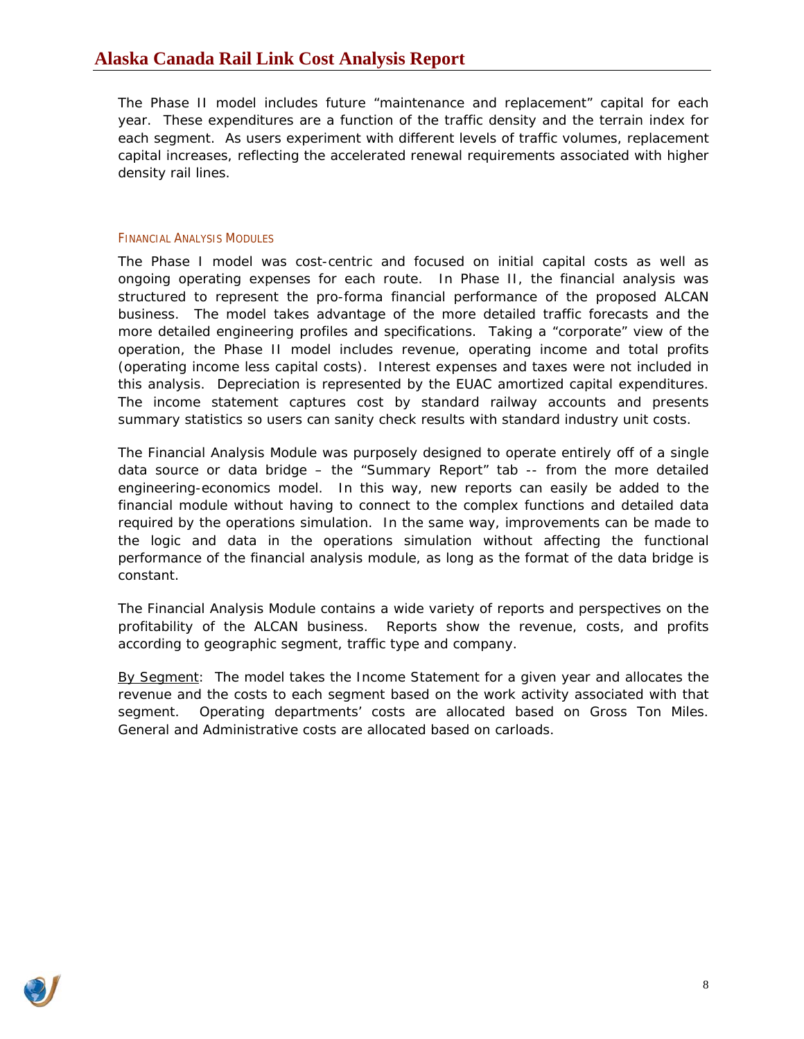The Phase II model includes future "maintenance and replacement" capital for each year. These expenditures are a function of the traffic density and the terrain index for each segment. As users experiment with different levels of traffic volumes, replacement capital increases, reflecting the accelerated renewal requirements associated with higher density rail lines.

### Financial Analysis Modules

The Phase I model was cost-centric and focused on initial capital costs as well as ongoing operating expenses for each route. In Phase II, the financial analysis was structured to represent the pro-forma financial performance of the proposed ALCAN business. The model takes advantage of the more detailed traffic forecasts and the more detailed engineering profiles and specifications. Taking a "corporate" view of the operation, the Phase II model includes revenue, operating income and total profits (operating income less capital costs). Interest expenses and taxes were not included in this analysis. Depreciation is represented by the EUAC amortized capital expenditures. The income statement captures cost by standard railway accounts and presents summary statistics so users can sanity check results with standard industry unit costs.

The Financial Analysis Module was purposely designed to operate entirely off of a single data source or data bridge – the "Summary Report" tab -- from the more detailed engineering-economics model. In this way, new reports can easily be added to the financial module without having to connect to the complex functions and detailed data required by the operations simulation. In the same way, improvements can be made to the logic and data in the operations simulation without affecting the functional performance of the financial analysis module, as long as the format of the data bridge is constant.

The Financial Analysis Module contains a wide variety of reports and perspectives on the profitability of the ALCAN business. Reports show the revenue, costs, and profits according to geographic segment, traffic type and company.

By Segment: The model takes the Income Statement for a given year and allocates the revenue and the costs to each segment based on the work activity associated with that segment. Operating departments' costs are allocated based on Gross Ton Miles. General and Administrative costs are allocated based on carloads.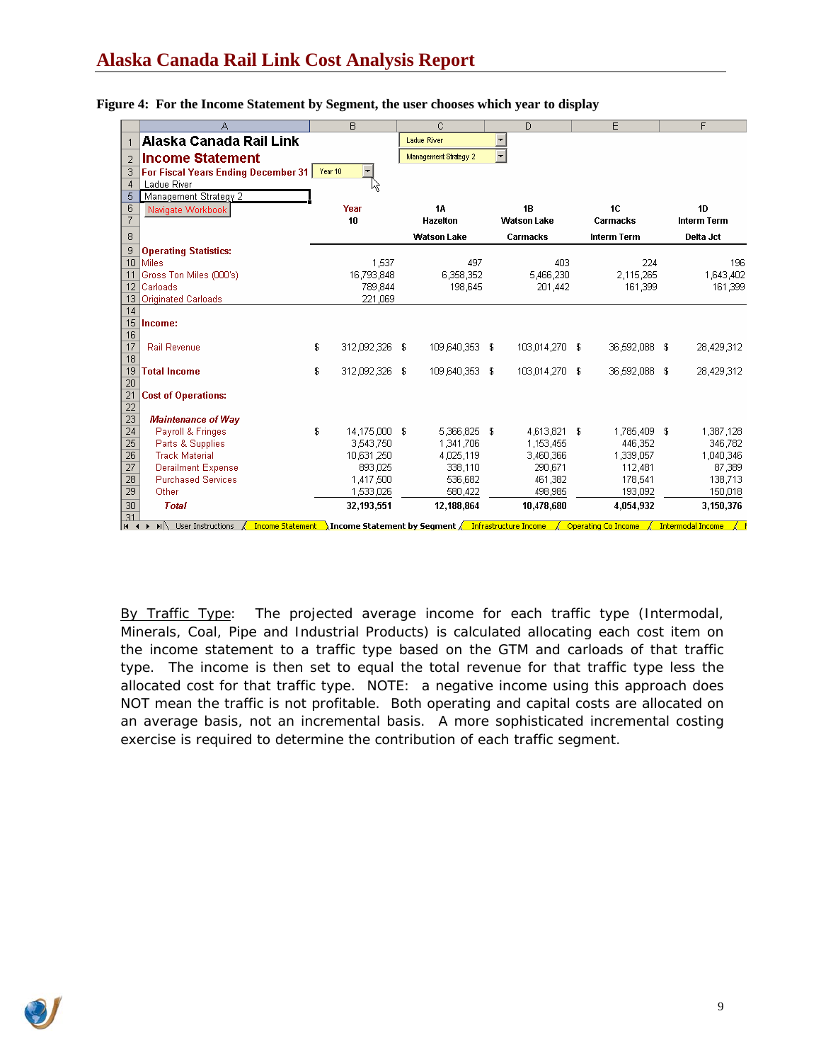**Figure 4: For the Income Statement by Segment, the user chooses which year to display**

| | A | B | C | D | E | F |
|---|---|---|---|---|---|---|
| 1 | **Alaska Canada Rail Link** | | Ladue River | | | |
| 2 | **Income Statement** | | Management Strategy 2 | | | |
| 3 | **For Fiscal Years Ending December 31** | Year 10 | | | | |
| 4 | Ladue River | | | | | |
| 5 | Management Strategy 2 | | | | | |
| 6 | Navigate Workbook | **Year** | **1A** | **1B** | **1C** | **1D** |
| 7 | | **10** | **Hazelton** | **Watson Lake** | **Carmacks** | **Interm Term** |
| 8 | | | **Watson Lake** | **Carmacks** | **Interm Term** | **Delta Jct** |
| 9 | **Operating Statistics:** | | | | | |
| 10 | Miles | 1,537 | 497 | 403 | 224 | 196 |
| 11 | Gross Ton Miles (000's) | 16,793,848 | 6,358,352 | 5,466,230 | 2,115,265 | 1,643,402 |
| 12 | Carloads | 789,844 | 198,645 | 201,442 | 161,399 | 161,399 |
| 13 | Originated Carloads | 221,069 | | | | |
| 14 | | | | | | |
| 15 | **Income:** | | | | | |
| 16 | | | | | | |
| 17 | Rail Revenue | $ 312,092,326 | $ 109,640,353 | $ 103,014,270 | $ 36,592,088 | $ 28,429,312 |
| 18 | | | | | | |
| 19 | **Total Income** | $ 312,092,326 | $ 109,640,353 | $ 103,014,270 | $ 36,592,088 | $ 28,429,312 |
| 20 | | | | | | |
| 21 | **Cost of Operations:** | | | | | |
| 22 | | | | | | |
| 23 | ***Maintenance of Way*** | | | | | |
| 24 | Payroll & Fringes | $ 14,175,000 | $ 5,366,825 | $ 4,613,821 | $ 1,785,409 | $ 1,387,128 |
| 25 | Parts & Supplies | 3,543,750 | 1,341,706 | 1,153,455 | 446,352 | 346,782 |
| 26 | Track Material | 10,631,250 | 4,025,119 | 3,460,366 | 1,339,057 | 1,040,346 |
| 27 | Derailment Expense | 893,025 | 338,110 | 290,671 | 112,481 | 87,389 |
| 28 | Purchased Services | 1,417,500 | 536,682 | 461,382 | 178,541 | 138,713 |
| 29 | Other | 1,533,026 | 580,422 | 498,985 | 193,092 | 150,018 |
| 30 | ***Total*** | **32,193,551** | **12,188,864** | **10,478,680** | **4,054,932** | **3,150,376** |

Tabs: User Instructions / Income Statement / **Income Statement by Segment** / Infrastructure Income / Operating Co Income / Intermodal Income

<u>By Traffic Type</u>: The projected average income for each traffic type (Intermodal, Minerals, Coal, Pipe and Industrial Products) is calculated allocating each cost item on the income statement to a traffic type based on the GTM and carloads of that traffic type. The income is then set to equal the total revenue for that traffic type less the allocated cost for that traffic type. NOTE: a negative income using this approach does NOT mean the traffic is not profitable. Both operating and capital costs are allocated on an average basis, not an incremental basis. A more sophisticated incremental costing exercise is required to determine the contribution of each traffic segment.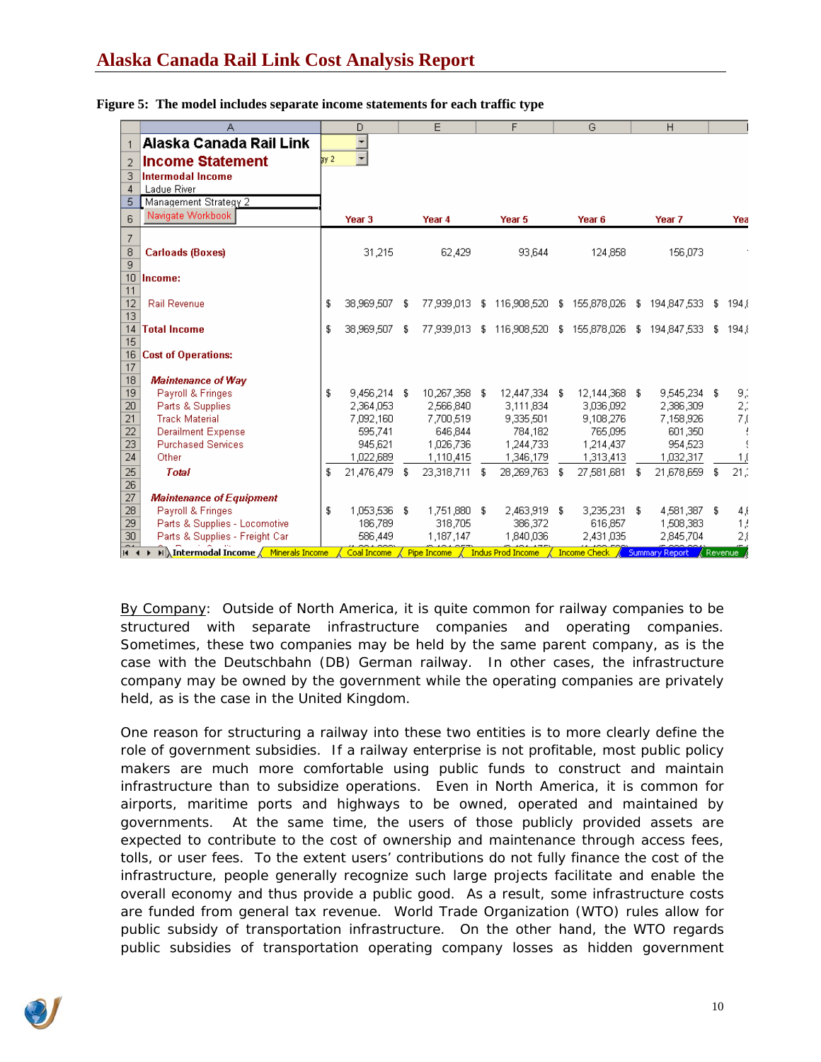**Figure 5: The model includes separate income statements for each traffic type**

| Alaska Canada Rail Link Income Statement Intermodal Income Ladue River Management Strategy 2 | Year 3 | Year 4 | Year 5 | Year 6 | Year 7 | Yea |
|---|---|---|---|---|---|---|
| Carloads (Boxes) | 31,215 | 62,429 | 93,644 | 124,858 | 156,073 | |
| **Income:** | | | | | | |
| Rail Revenue | $ 38,969,507 | $ 77,939,013 | $ 116,908,520 | $ 155,878,026 | $ 194,847,533 | $ 194,( |
| **Total Income** | $ 38,969,507 | $ 77,939,013 | $ 116,908,520 | $ 155,878,026 | $ 194,847,533 | $ 194,( |
| **Cost of Operations:** | | | | | | |
| *Maintenance of Way* | | | | | | |
| Payroll & Fringes | $ 9,456,214 | $ 10,267,358 | $ 12,447,334 | $ 12,144,368 | $ 9,545,234 | $ 9,: |
| Parts & Supplies | 2,364,053 | 2,566,840 | 3,111,834 | 3,036,092 | 2,386,309 | 2,: |
| Track Material | 7,092,160 | 7,700,519 | 9,335,501 | 9,108,276 | 7,158,926 | 7,( |
| Derailment Expense | 595,741 | 646,844 | 784,182 | 765,095 | 601,350 | |
| Purchased Services | 945,621 | 1,026,736 | 1,244,733 | 1,214,437 | 954,523 | |
| Other | 1,022,689 | 1,110,415 | 1,346,179 | 1,313,413 | 1,032,317 | 1,( |
| *Total* | $ 21,476,479 | $ 23,318,711 | $ 28,269,763 | $ 27,581,681 | $ 21,678,659 | $ 21,: |
| *Maintenance of Equipment* | | | | | | |
| Payroll & Fringes | $ 1,053,536 | $ 1,751,880 | $ 2,463,919 | $ 3,235,231 | $ 4,581,387 | $ 4,( |
| Parts & Supplies - Locomotive | 186,789 | 318,705 | 386,372 | 616,857 | 1,508,383 | 1,: |
| Parts & Supplies - Freight Car | 586,449 | 1,187,147 | 1,840,036 | 2,431,035 | 2,845,704 | 2,( |

Tabs: Intermodal Income / Minerals Income / Coal Income / Pipe Income / Indus Prod Income / Income Check / Summary Report / Revenue

By Company: Outside of North America, it is quite common for railway companies to be structured with separate infrastructure companies and operating companies. Sometimes, these two companies may be held by the same parent company, as is the case with the Deutschbahn (DB) German railway. In other cases, the infrastructure company may be owned by the government while the operating companies are privately held, as is the case in the United Kingdom.

One reason for structuring a railway into these two entities is to more clearly define the role of government subsidies. If a railway enterprise is not profitable, most public policy makers are much more comfortable using public funds to construct and maintain infrastructure than to subsidize operations. Even in North America, it is common for airports, maritime ports and highways to be owned, operated and maintained by governments. At the same time, the users of those publicly provided assets are expected to contribute to the cost of ownership and maintenance through access fees, tolls, or user fees. To the extent users' contributions do not fully finance the cost of the infrastructure, people generally recognize such large projects facilitate and enable the overall economy and thus provide a public good. As a result, some infrastructure costs are funded from general tax revenue. World Trade Organization (WTO) rules allow for public subsidy of transportation infrastructure. On the other hand, the WTO regards public subsidies of transportation operating company losses as hidden government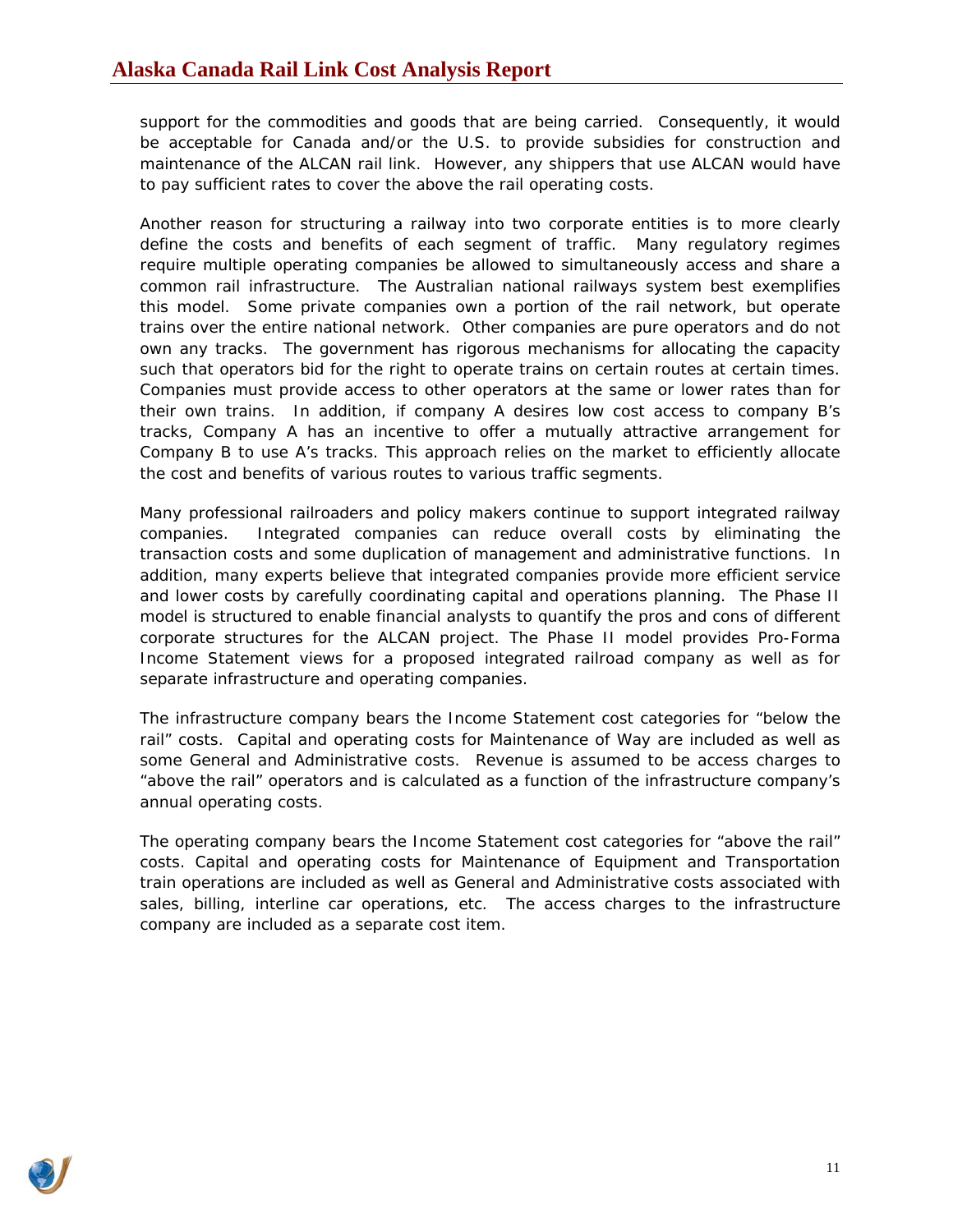support for the commodities and goods that are being carried. Consequently, it would be acceptable for Canada and/or the U.S. to provide subsidies for construction and maintenance of the ALCAN rail link. However, any shippers that use ALCAN would have to pay sufficient rates to cover the above the rail operating costs.

Another reason for structuring a railway into two corporate entities is to more clearly define the costs and benefits of each segment of traffic. Many regulatory regimes require multiple operating companies be allowed to simultaneously access and share a common rail infrastructure. The Australian national railways system best exemplifies this model. Some private companies own a portion of the rail network, but operate trains over the entire national network. Other companies are pure operators and do not own any tracks. The government has rigorous mechanisms for allocating the capacity such that operators bid for the right to operate trains on certain routes at certain times. Companies must provide access to other operators at the same or lower rates than for their own trains. In addition, if company A desires low cost access to company B's tracks, Company A has an incentive to offer a mutually attractive arrangement for Company B to use A's tracks. This approach relies on the market to efficiently allocate the cost and benefits of various routes to various traffic segments.

Many professional railroaders and policy makers continue to support integrated railway companies. Integrated companies can reduce overall costs by eliminating the transaction costs and some duplication of management and administrative functions. In addition, many experts believe that integrated companies provide more efficient service and lower costs by carefully coordinating capital and operations planning. The Phase II model is structured to enable financial analysts to quantify the pros and cons of different corporate structures for the ALCAN project. The Phase II model provides Pro-Forma Income Statement views for a proposed integrated railroad company as well as for separate infrastructure and operating companies.

The infrastructure company bears the Income Statement cost categories for "below the rail" costs. Capital and operating costs for Maintenance of Way are included as well as some General and Administrative costs. Revenue is assumed to be access charges to "above the rail" operators and is calculated as a function of the infrastructure company's annual operating costs.

The operating company bears the Income Statement cost categories for "above the rail" costs. Capital and operating costs for Maintenance of Equipment and Transportation train operations are included as well as General and Administrative costs associated with sales, billing, interline car operations, etc. The access charges to the infrastructure company are included as a separate cost item.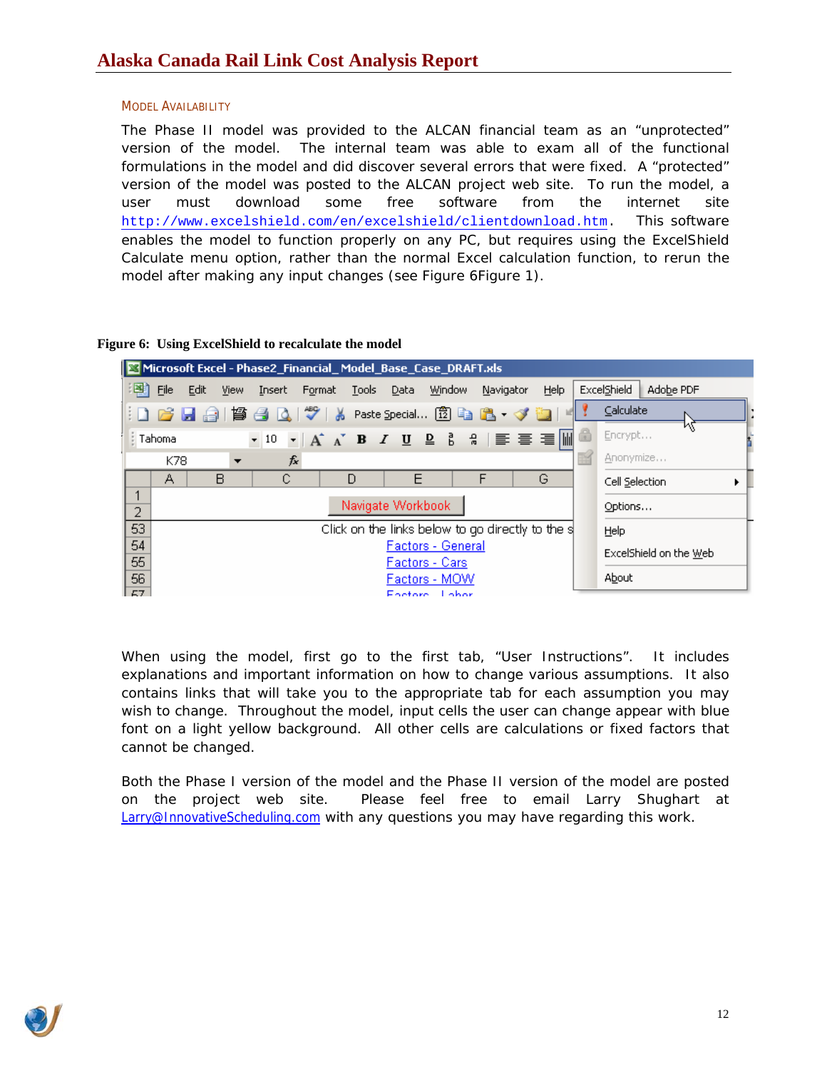### MODEL AVAILABILITY

The Phase II model was provided to the ALCAN financial team as an "unprotected" version of the model. The internal team was able to exam all of the functional formulations in the model and did discover several errors that were fixed. A "protected" version of the model was posted to the ALCAN project web site. To run the model, a user must download some free software from the internet site http://www.excelshield.com/en/excelshield/clientdownload.htm. This software enables the model to function properly on any PC, but requires using the ExcelShield Calculate menu option, rather than the normal Excel calculation function, to rerun the model after making any input changes (see Figure 6Figure 1).

**Figure 6: Using ExcelShield to recalculate the model**

When using the model, first go to the first tab, "User Instructions". It includes explanations and important information on how to change various assumptions. It also contains links that will take you to the appropriate tab for each assumption you may wish to change. Throughout the model, input cells the user can change appear with blue font on a light yellow background. All other cells are calculations or fixed factors that cannot be changed.

Both the Phase I version of the model and the Phase II version of the model are posted on the project web site. Please feel free to email Larry Shughart at Larry@InnovativeScheduling.com with any questions you may have regarding this work.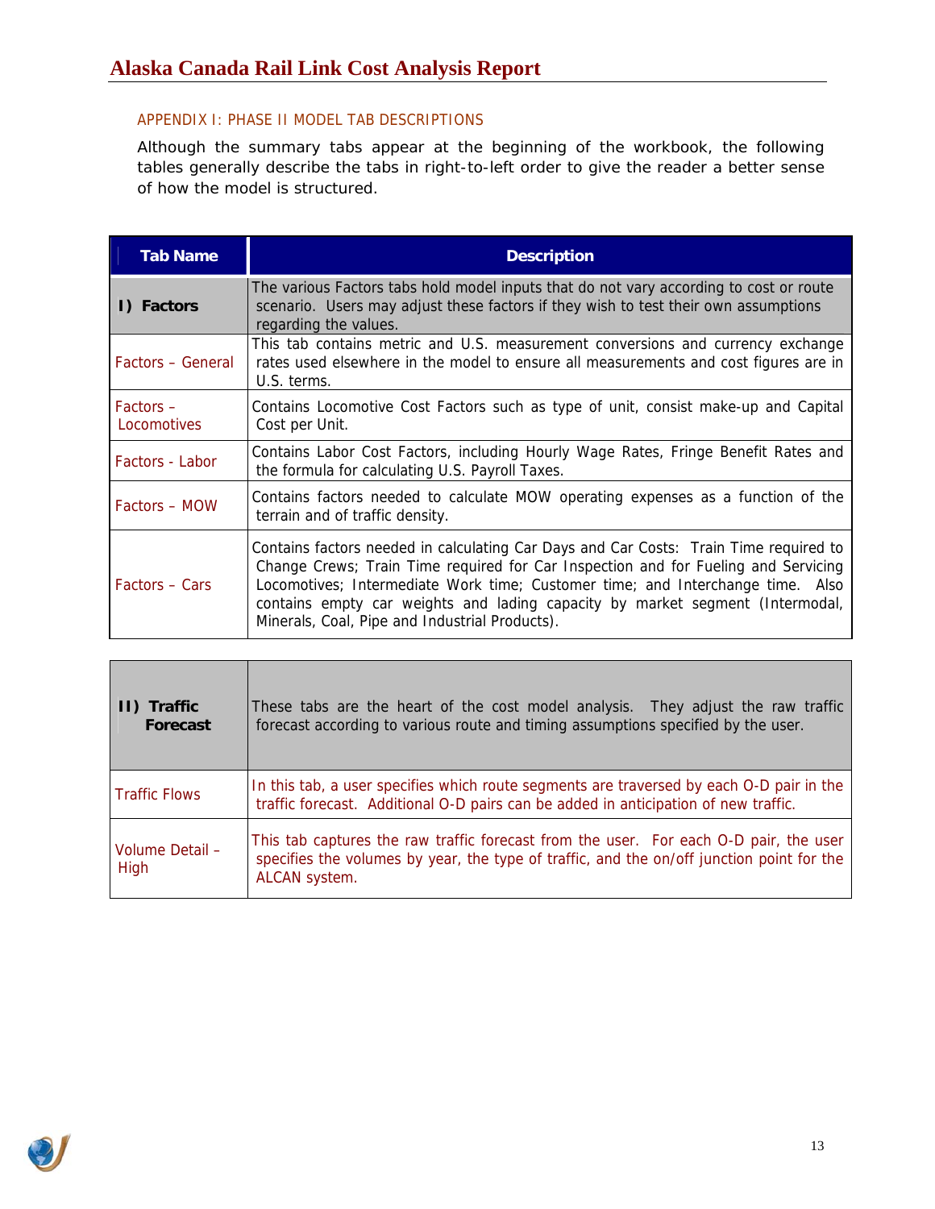## APPENDIX I: PHASE II MODEL TAB DESCRIPTIONS

Although the summary tabs appear at the beginning of the workbook, the following tables generally describe the tabs in right-to-left order to give the reader a better sense of how the model is structured.

| Tab Name | Description |
|---|---|
| **I) Factors** | The various Factors tabs hold model inputs that do not vary according to cost or route scenario. Users may adjust these factors if they wish to test their own assumptions regarding the values. |
| Factors – General | This tab contains metric and U.S. measurement conversions and currency exchange rates used elsewhere in the model to ensure all measurements and cost figures are in U.S. terms. |
| Factors – Locomotives | Contains Locomotive Cost Factors such as type of unit, consist make-up and Capital Cost per Unit. |
| Factors - Labor | Contains Labor Cost Factors, including Hourly Wage Rates, Fringe Benefit Rates and the formula for calculating U.S. Payroll Taxes. |
| Factors – MOW | Contains factors needed to calculate MOW operating expenses as a function of the terrain and of traffic density. |
| Factors – Cars | Contains factors needed in calculating Car Days and Car Costs: Train Time required to Change Crews; Train Time required for Car Inspection and for Fueling and Servicing Locomotives; Intermediate Work time; Customer time; and Interchange time. Also contains empty car weights and lading capacity by market segment (Intermodal, Minerals, Coal, Pipe and Industrial Products). |

| | |
|---|---|
| **II) Traffic Forecast** | These tabs are the heart of the cost model analysis. They adjust the raw traffic forecast according to various route and timing assumptions specified by the user. |
| Traffic Flows | In this tab, a user specifies which route segments are traversed by each O-D pair in the traffic forecast. Additional O-D pairs can be added in anticipation of new traffic. |
| Volume Detail – High | This tab captures the raw traffic forecast from the user. For each O-D pair, the user specifies the volumes by year, the type of traffic, and the on/off junction point for the ALCAN system. |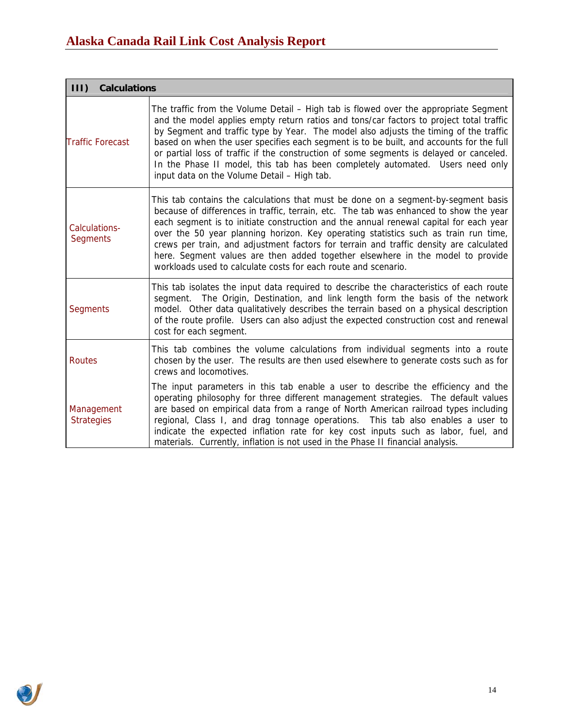| III) Calculations | |
|---|---|
| Traffic Forecast | The traffic from the Volume Detail – High tab is flowed over the appropriate Segment and the model applies empty return ratios and tons/car factors to project total traffic by Segment and traffic type by Year. The model also adjusts the timing of the traffic based on when the user specifies each segment is to be built, and accounts for the full or partial loss of traffic if the construction of some segments is delayed or canceled. In the Phase II model, this tab has been completely automated. Users need only input data on the Volume Detail – High tab. |
| Calculations-Segments | This tab contains the calculations that must be done on a segment-by-segment basis because of differences in traffic, terrain, etc. The tab was enhanced to show the year each segment is to initiate construction and the annual renewal capital for each year over the 50 year planning horizon. Key operating statistics such as train run time, crews per train, and adjustment factors for terrain and traffic density are calculated here. Segment values are then added together elsewhere in the model to provide workloads used to calculate costs for each route and scenario. |
| Segments | This tab isolates the input data required to describe the characteristics of each route segment. The Origin, Destination, and link length form the basis of the network model. Other data qualitatively describes the terrain based on a physical description of the route profile. Users can also adjust the expected construction cost and renewal cost for each segment. |
| Routes | This tab combines the volume calculations from individual segments into a route chosen by the user. The results are then used elsewhere to generate costs such as for crews and locomotives. |
| Management Strategies | The input parameters in this tab enable a user to describe the efficiency and the operating philosophy for three different management strategies. The default values are based on empirical data from a range of North American railroad types including regional, Class I, and drag tonnage operations. This tab also enables a user to indicate the expected inflation rate for key cost inputs such as labor, fuel, and materials. Currently, inflation is not used in the Phase II financial analysis. |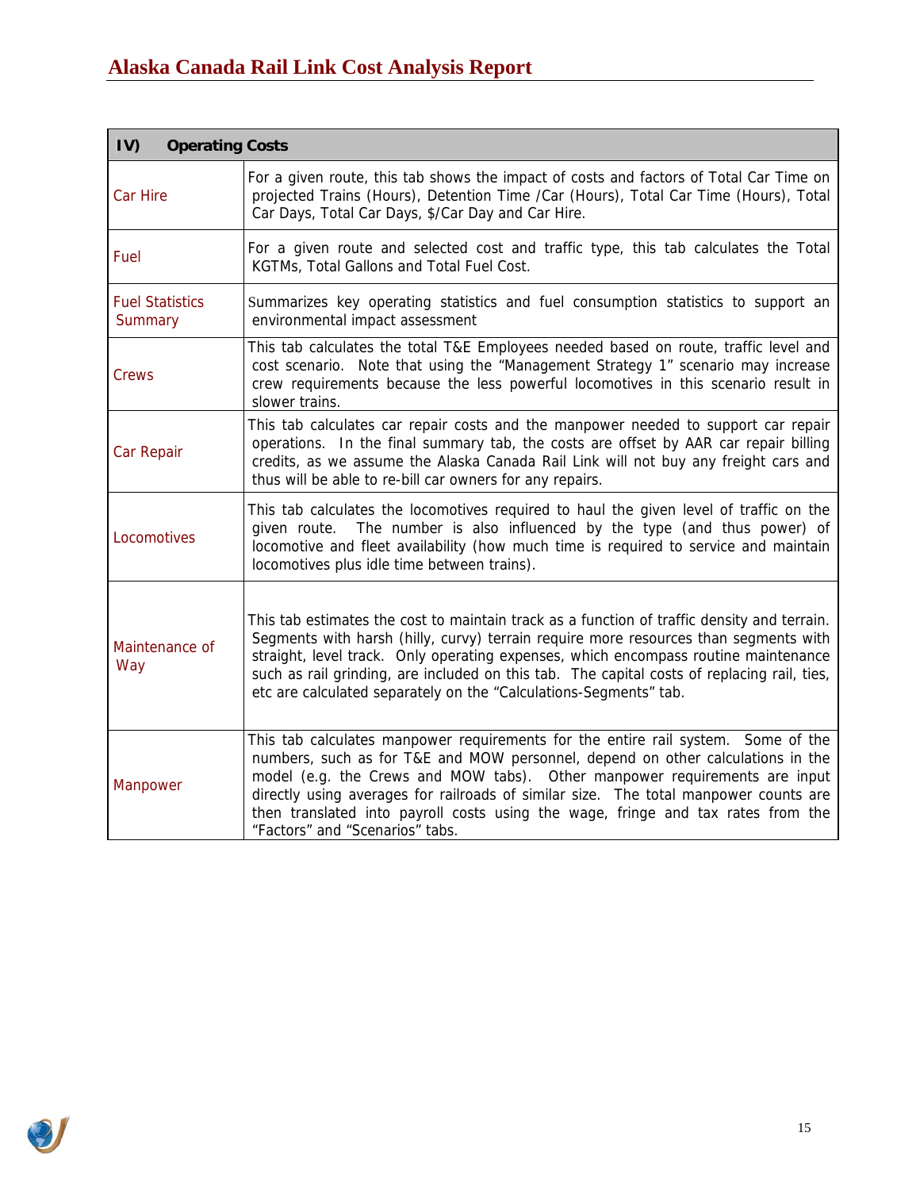| IV) Operating Costs | |
|---|---|
| Car Hire | For a given route, this tab shows the impact of costs and factors of Total Car Time on projected Trains (Hours), Detention Time /Car (Hours), Total Car Time (Hours), Total Car Days, Total Car Days, $/Car Day and Car Hire. |
| Fuel | For a given route and selected cost and traffic type, this tab calculates the Total KGTMs, Total Gallons and Total Fuel Cost. |
| Fuel Statistics Summary | Summarizes key operating statistics and fuel consumption statistics to support an environmental impact assessment |
| Crews | This tab calculates the total T&E Employees needed based on route, traffic level and cost scenario. Note that using the "Management Strategy 1" scenario may increase crew requirements because the less powerful locomotives in this scenario result in slower trains. |
| Car Repair | This tab calculates car repair costs and the manpower needed to support car repair operations. In the final summary tab, the costs are offset by AAR car repair billing credits, as we assume the Alaska Canada Rail Link will not buy any freight cars and thus will be able to re-bill car owners for any repairs. |
| Locomotives | This tab calculates the locomotives required to haul the given level of traffic on the given route. The number is also influenced by the type (and thus power) of locomotive and fleet availability (how much time is required to service and maintain locomotives plus idle time between trains). |
| Maintenance of Way | This tab estimates the cost to maintain track as a function of traffic density and terrain. Segments with harsh (hilly, curvy) terrain require more resources than segments with straight, level track. Only operating expenses, which encompass routine maintenance such as rail grinding, are included on this tab. The capital costs of replacing rail, ties, etc are calculated separately on the "Calculations-Segments" tab. |
| Manpower | This tab calculates manpower requirements for the entire rail system. Some of the numbers, such as for T&E and MOW personnel, depend on other calculations in the model (e.g. the Crews and MOW tabs). Other manpower requirements are input directly using averages for railroads of similar size. The total manpower counts are then translated into payroll costs using the wage, fringe and tax rates from the "Factors" and "Scenarios" tabs. |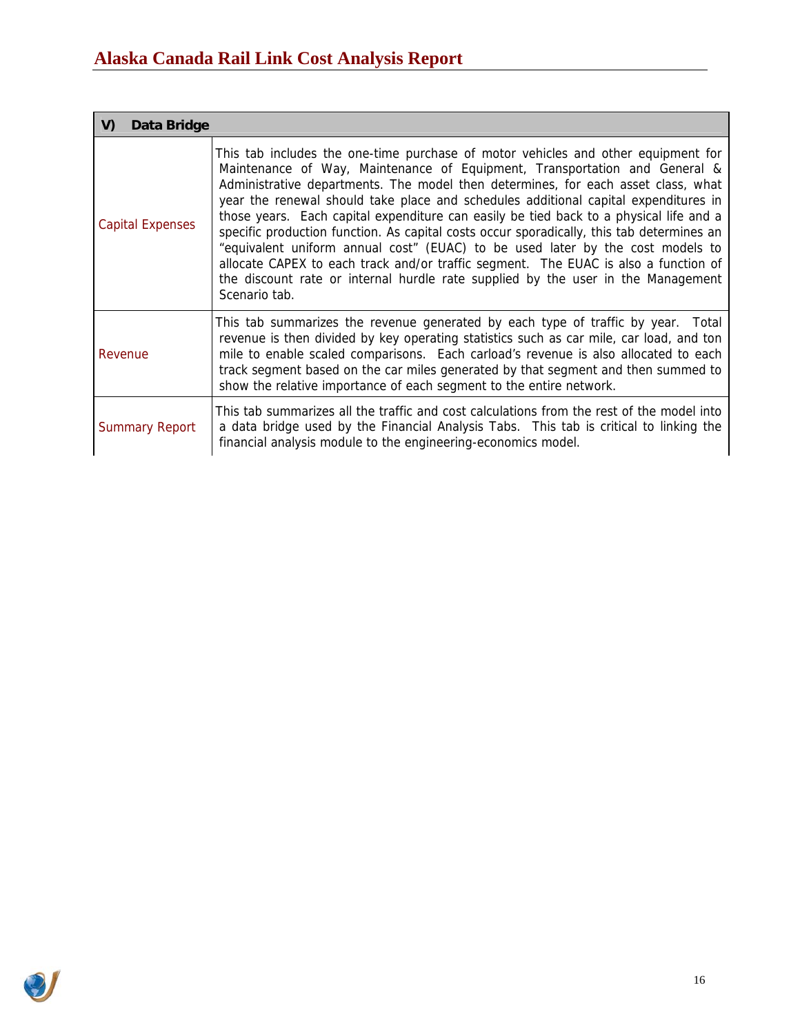| V) Data Bridge | |
| --- | --- |
| Capital Expenses | This tab includes the one-time purchase of motor vehicles and other equipment for Maintenance of Way, Maintenance of Equipment, Transportation and General & Administrative departments. The model then determines, for each asset class, what year the renewal should take place and schedules additional capital expenditures in those years. Each capital expenditure can easily be tied back to a physical life and a specific production function. As capital costs occur sporadically, this tab determines an "equivalent uniform annual cost" (EUAC) to be used later by the cost models to allocate CAPEX to each track and/or traffic segment. The EUAC is also a function of the discount rate or internal hurdle rate supplied by the user in the Management Scenario tab. |
| Revenue | This tab summarizes the revenue generated by each type of traffic by year. Total revenue is then divided by key operating statistics such as car mile, car load, and ton mile to enable scaled comparisons. Each carload's revenue is also allocated to each track segment based on the car miles generated by that segment and then summed to show the relative importance of each segment to the entire network. |
| Summary Report | This tab summarizes all the traffic and cost calculations from the rest of the model into a data bridge used by the Financial Analysis Tabs. This tab is critical to linking the financial analysis module to the engineering-economics model. |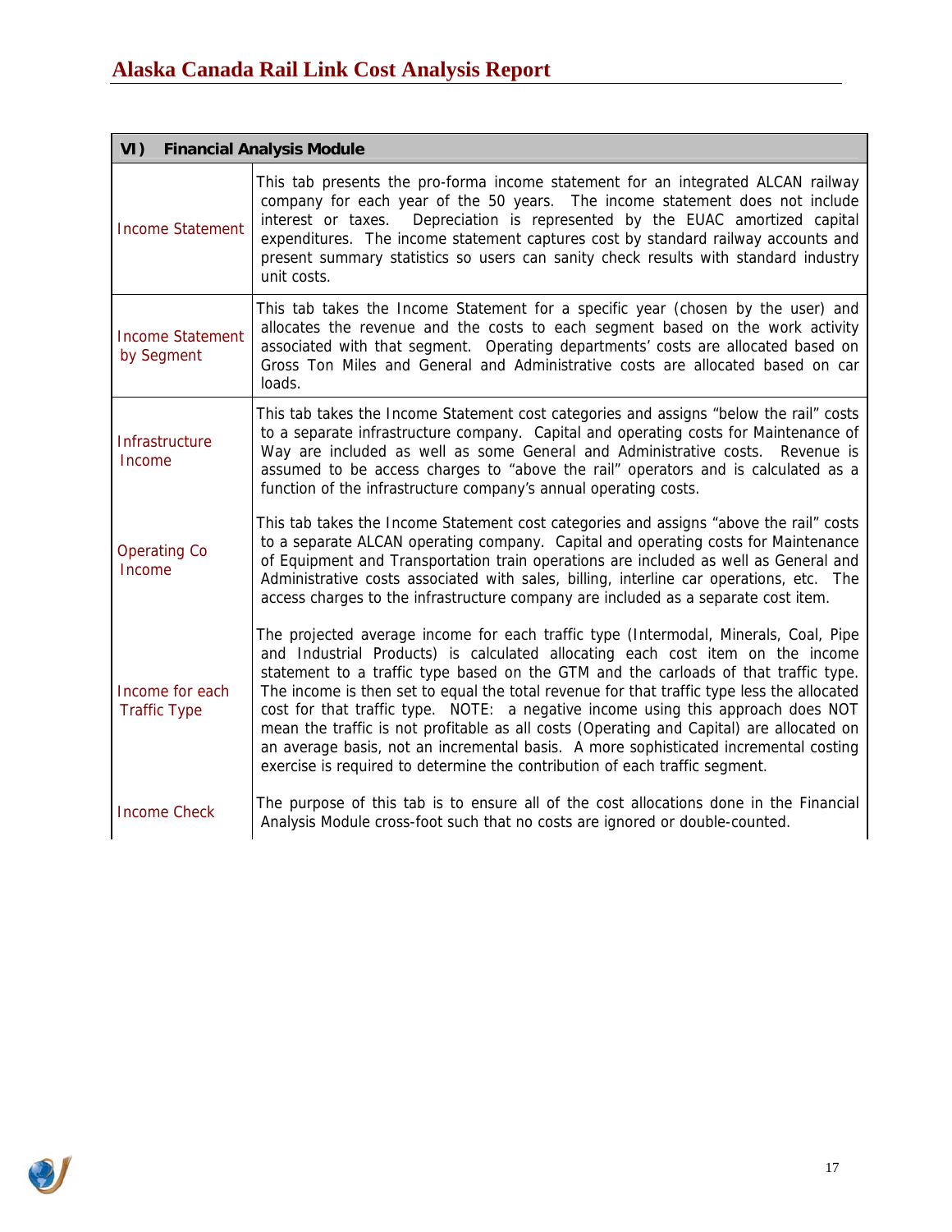| VI) Financial Analysis Module | |
|---|---|
| Income Statement | This tab presents the pro-forma income statement for an integrated ALCAN railway company for each year of the 50 years. The income statement does not include interest or taxes. Depreciation is represented by the EUAC amortized capital expenditures. The income statement captures cost by standard railway accounts and present summary statistics so users can sanity check results with standard industry unit costs. |
| Income Statement by Segment | This tab takes the Income Statement for a specific year (chosen by the user) and allocates the revenue and the costs to each segment based on the work activity associated with that segment. Operating departments' costs are allocated based on Gross Ton Miles and General and Administrative costs are allocated based on car loads. |
| Infrastructure Income | This tab takes the Income Statement cost categories and assigns "below the rail" costs to a separate infrastructure company. Capital and operating costs for Maintenance of Way are included as well as some General and Administrative costs. Revenue is assumed to be access charges to "above the rail" operators and is calculated as a function of the infrastructure company's annual operating costs. |
| Operating Co Income | This tab takes the Income Statement cost categories and assigns "above the rail" costs to a separate ALCAN operating company. Capital and operating costs for Maintenance of Equipment and Transportation train operations are included as well as General and Administrative costs associated with sales, billing, interline car operations, etc. The access charges to the infrastructure company are included as a separate cost item. |
| Income for each Traffic Type | The projected average income for each traffic type (Intermodal, Minerals, Coal, Pipe and Industrial Products) is calculated allocating each cost item on the income statement to a traffic type based on the GTM and the carloads of that traffic type. The income is then set to equal the total revenue for that traffic type less the allocated cost for that traffic type. NOTE: a negative income using this approach does NOT mean the traffic is not profitable as all costs (Operating and Capital) are allocated on an average basis, not an incremental basis. A more sophisticated incremental costing exercise is required to determine the contribution of each traffic segment. |
| Income Check | The purpose of this tab is to ensure all of the cost allocations done in the Financial Analysis Module cross-foot such that no costs are ignored or double-counted. |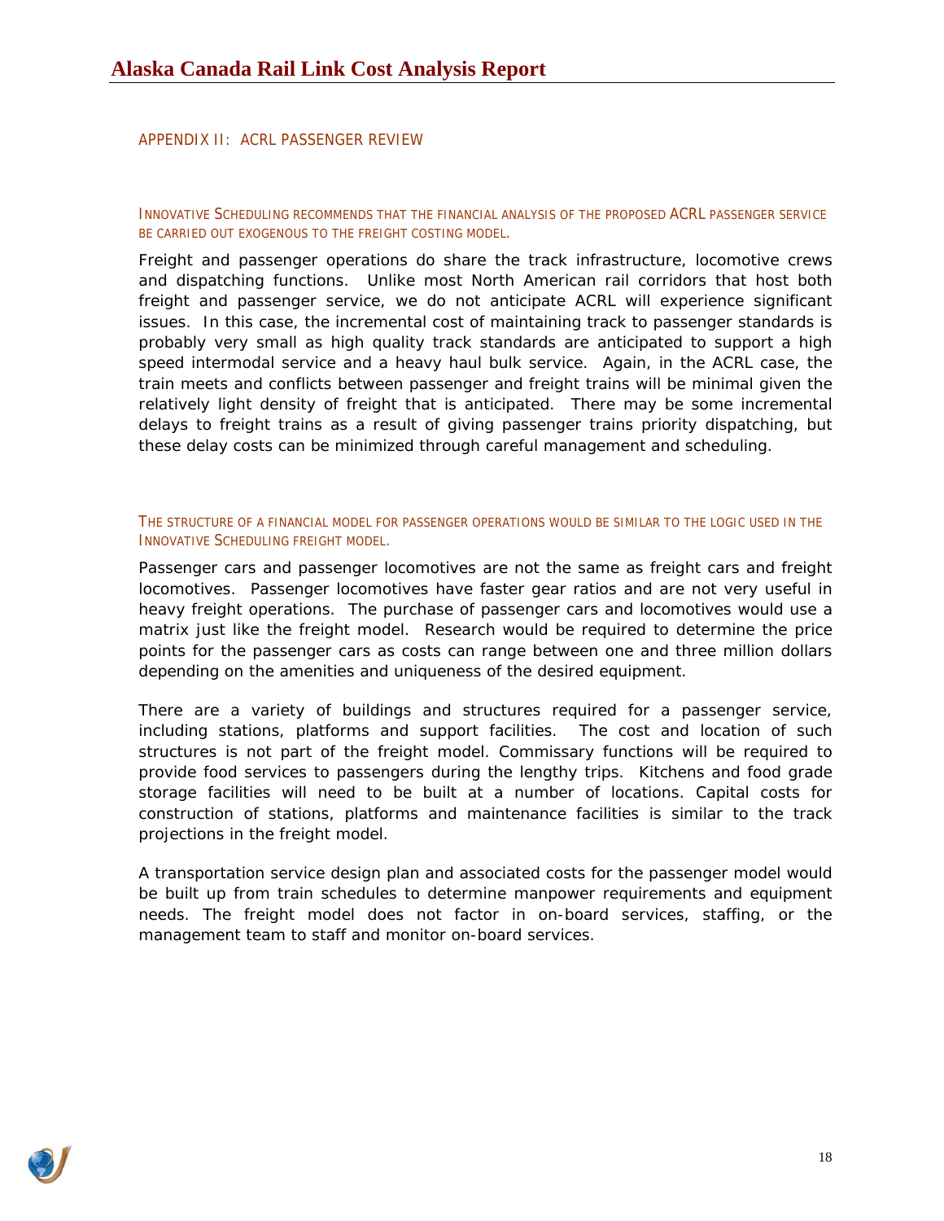## APPENDIX II: ACRL PASSENGER REVIEW

### INNOVATIVE SCHEDULING RECOMMENDS THAT THE FINANCIAL ANALYSIS OF THE PROPOSED ACRL PASSENGER SERVICE BE CARRIED OUT EXOGENOUS TO THE FREIGHT COSTING MODEL.

Freight and passenger operations do share the track infrastructure, locomotive crews and dispatching functions. Unlike most North American rail corridors that host both freight and passenger service, we do not anticipate ACRL will experience significant issues. In this case, the incremental cost of maintaining track to passenger standards is probably very small as high quality track standards are anticipated to support a high speed intermodal service and a heavy haul bulk service. Again, in the ACRL case, the train meets and conflicts between passenger and freight trains will be minimal given the relatively light density of freight that is anticipated. There may be some incremental delays to freight trains as a result of giving passenger trains priority dispatching, but these delay costs can be minimized through careful management and scheduling.

### THE STRUCTURE OF A FINANCIAL MODEL FOR PASSENGER OPERATIONS WOULD BE SIMILAR TO THE LOGIC USED IN THE INNOVATIVE SCHEDULING FREIGHT MODEL.

Passenger cars and passenger locomotives are not the same as freight cars and freight locomotives. Passenger locomotives have faster gear ratios and are not very useful in heavy freight operations. The purchase of passenger cars and locomotives would use a matrix just like the freight model. Research would be required to determine the price points for the passenger cars as costs can range between one and three million dollars depending on the amenities and uniqueness of the desired equipment.

There are a variety of buildings and structures required for a passenger service, including stations, platforms and support facilities. The cost and location of such structures is not part of the freight model. Commissary functions will be required to provide food services to passengers during the lengthy trips. Kitchens and food grade storage facilities will need to be built at a number of locations. Capital costs for construction of stations, platforms and maintenance facilities is similar to the track projections in the freight model.

A transportation service design plan and associated costs for the passenger model would be built up from train schedules to determine manpower requirements and equipment needs. The freight model does not factor in on-board services, staffing, or the management team to staff and monitor on-board services.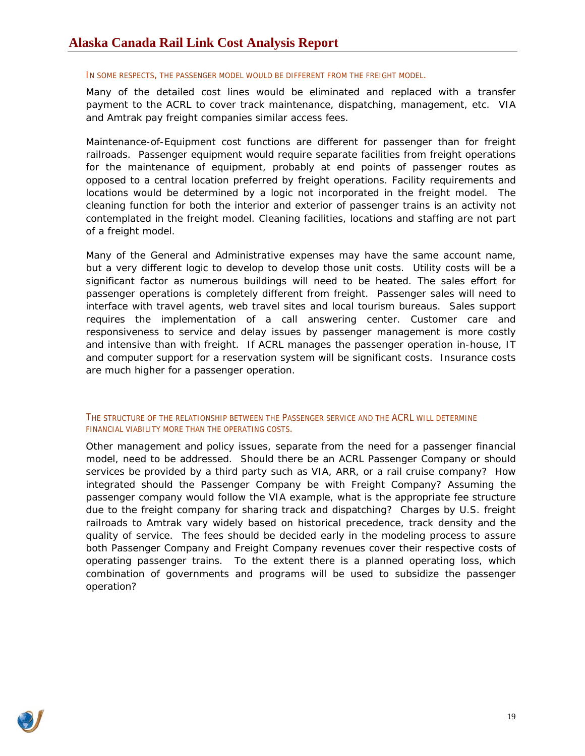### IN SOME RESPECTS, THE PASSENGER MODEL WOULD BE DIFFERENT FROM THE FREIGHT MODEL.

Many of the detailed cost lines would be eliminated and replaced with a transfer payment to the ACRL to cover track maintenance, dispatching, management, etc. VIA and Amtrak pay freight companies similar access fees.

Maintenance-of-Equipment cost functions are different for passenger than for freight railroads. Passenger equipment would require separate facilities from freight operations for the maintenance of equipment, probably at end points of passenger routes as opposed to a central location preferred by freight operations. Facility requirements and locations would be determined by a logic not incorporated in the freight model. The cleaning function for both the interior and exterior of passenger trains is an activity not contemplated in the freight model. Cleaning facilities, locations and staffing are not part of a freight model.

Many of the General and Administrative expenses may have the same account name, but a very different logic to develop to develop those unit costs. Utility costs will be a significant factor as numerous buildings will need to be heated. The sales effort for passenger operations is completely different from freight. Passenger sales will need to interface with travel agents, web travel sites and local tourism bureaus. Sales support requires the implementation of a call answering center. Customer care and responsiveness to service and delay issues by passenger management is more costly and intensive than with freight. If ACRL manages the passenger operation in-house, IT and computer support for a reservation system will be significant costs. Insurance costs are much higher for a passenger operation.

### THE STRUCTURE OF THE RELATIONSHIP BETWEEN THE PASSENGER SERVICE AND THE ACRL WILL DETERMINE FINANCIAL VIABILITY MORE THAN THE OPERATING COSTS.

Other management and policy issues, separate from the need for a passenger financial model, need to be addressed. Should there be an ACRL Passenger Company or should services be provided by a third party such as VIA, ARR, or a rail cruise company? How integrated should the Passenger Company be with Freight Company? Assuming the passenger company would follow the VIA example, what is the appropriate fee structure due to the freight company for sharing track and dispatching? Charges by U.S. freight railroads to Amtrak vary widely based on historical precedence, track density and the quality of service. The fees should be decided early in the modeling process to assure both Passenger Company and Freight Company revenues cover their respective costs of operating passenger trains. To the extent there is a planned operating loss, which combination of governments and programs will be used to subsidize the passenger operation?